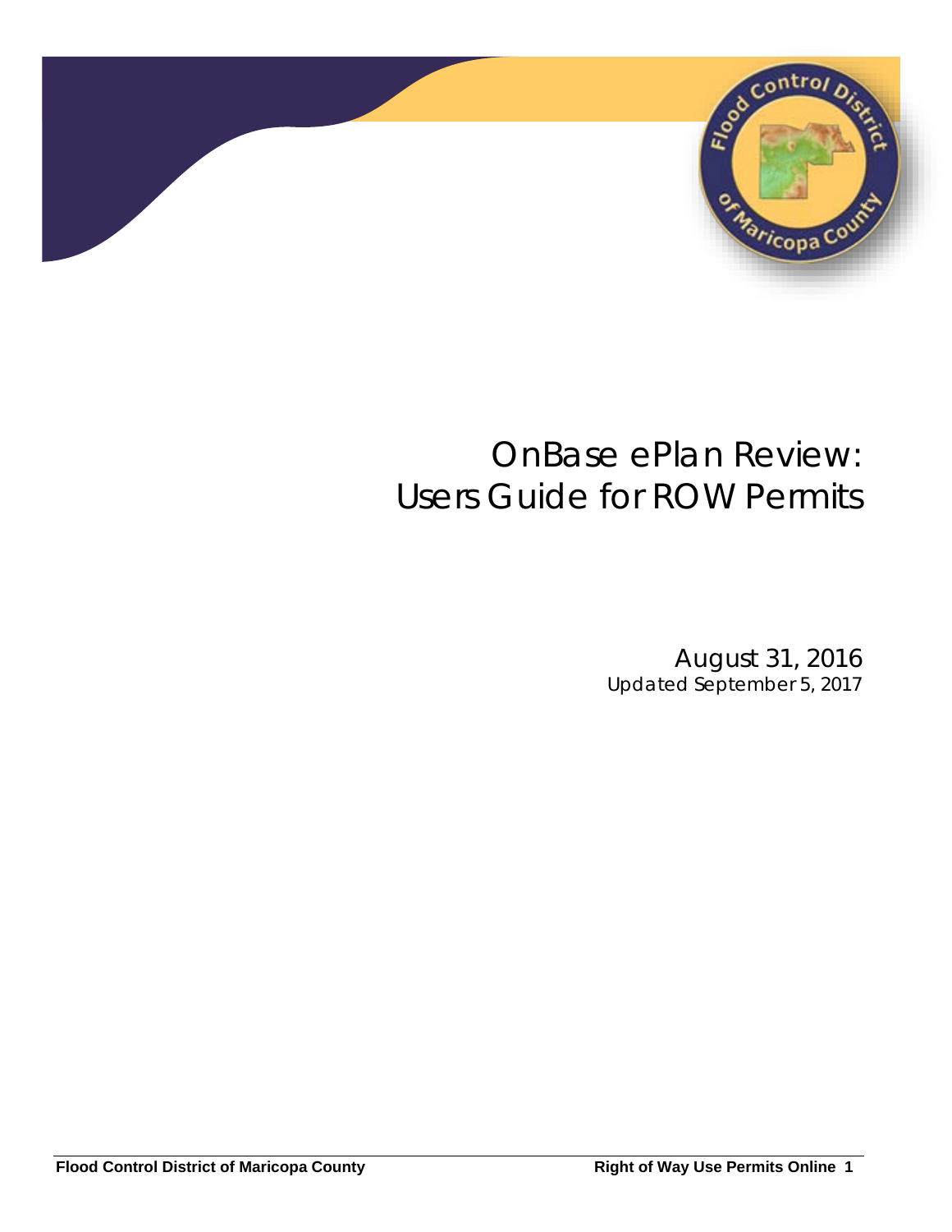# OnBase ePlan Review: Users Guide for ROW Permits

August 31, 2016

Updated September 5, 2017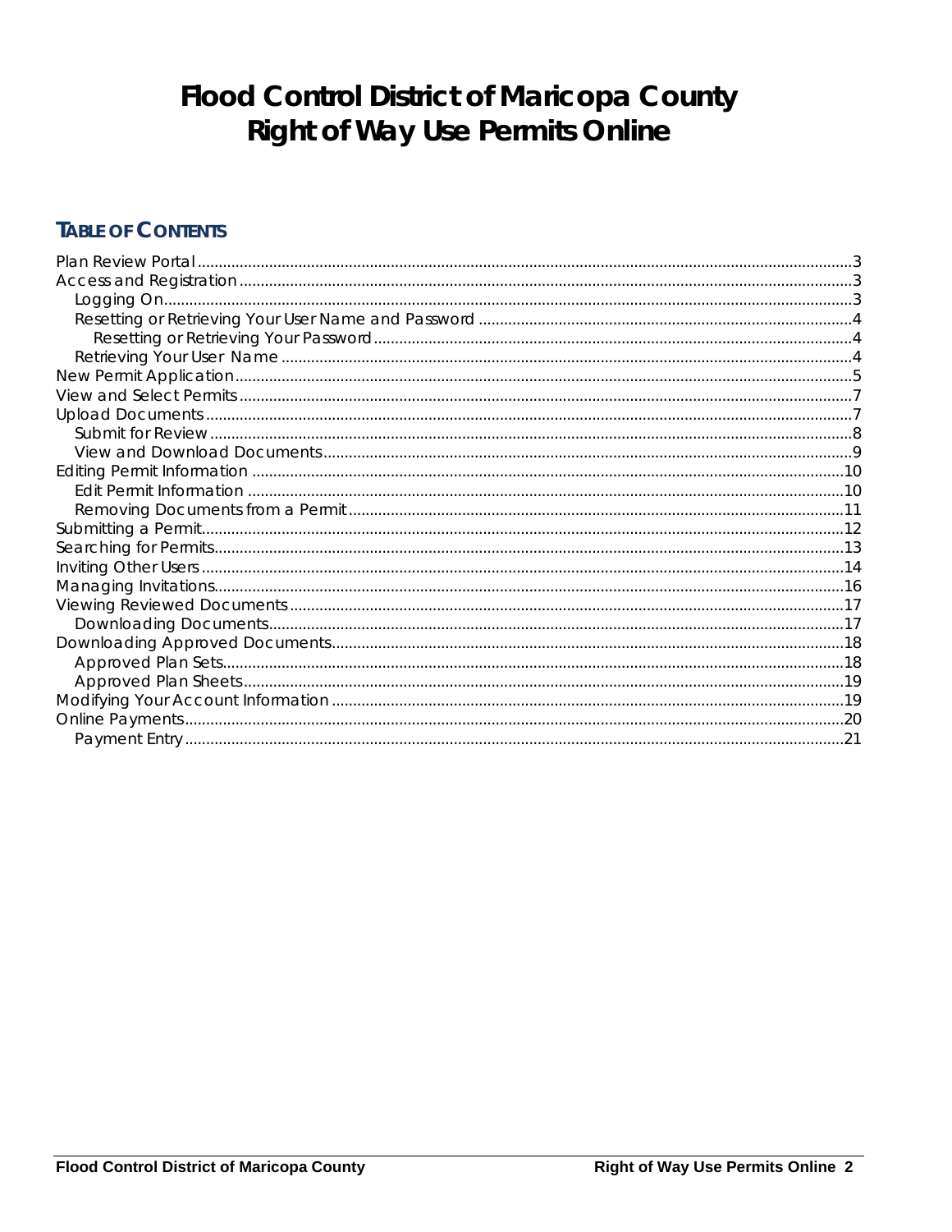# Flood Control District of Maricopa County
# Right of Way Use Permits Online

## TABLE OF CONTENTS

- Plan Review Portal ... 3
- Access and Registration ... 3
  - Logging On ... 3
  - Resetting or Retrieving Your User Name and Password ... 4
    - Resetting or Retrieving Your Password ... 4
  - Retrieving Your User Name ... 4
- New Permit Application ... 5
- View and Select Permits ... 7
- Upload Documents ... 7
  - Submit for Review ... 8
  - View and Download Documents ... 9
- Editing Permit Information ... 10
  - Edit Permit Information ... 10
  - Removing Documents from a Permit ... 11
- Submitting a Permit ... 12
- Searching for Permits ... 13
- Inviting Other Users ... 14
- Managing Invitations ... 16
- Viewing Reviewed Documents ... 17
  - Downloading Documents ... 17
- Downloading Approved Documents ... 18
  - Approved Plan Sets ... 18
  - Approved Plan Sheets ... 19
- Modifying Your Account Information ... 19
- Online Payments ... 20
  - Payment Entry ... 21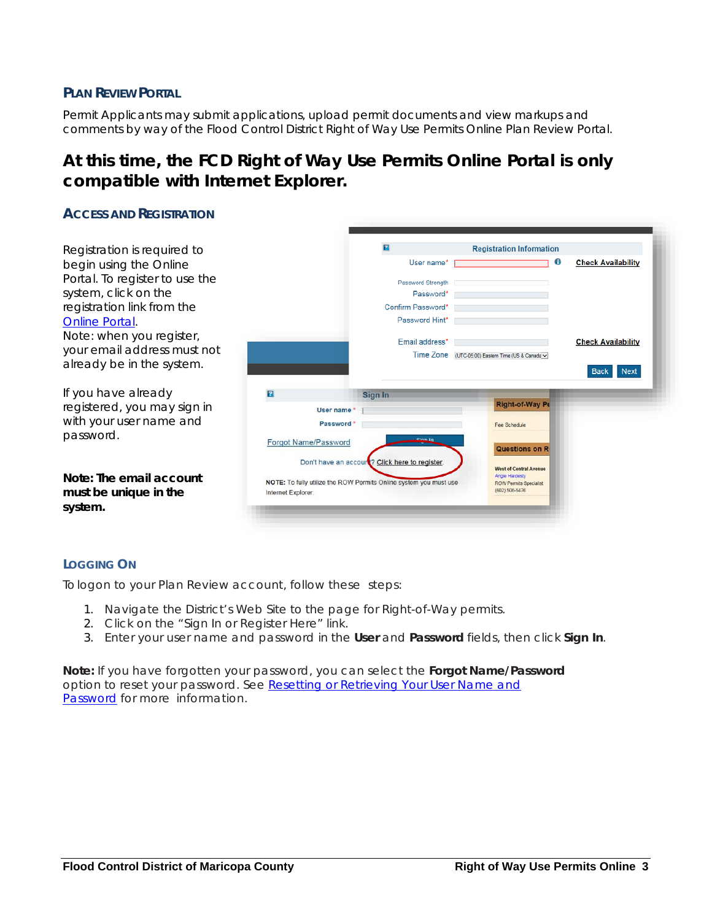## Plan Review Portal

Permit Applicants may submit applications, upload permit documents and view markups and comments by way of the Flood Control District Right of Way Use Permits Online Plan Review Portal.

# At this time, the FCD Right of Way Use Permits Online Portal is only compatible with Internet Explorer.

## Access and Registration

Registration is required to begin using the Online Portal. To register to use the system, click on the registration link from the Online Portal.

Note: when you register, your email address must not already be in the system.

If you have already registered, you may sign in with your user name and password.

**Note: The email account must be unique in the system.**

## Logging On

To logon to your Plan Review account, follow these steps:

1. Navigate the District's Web Site to the page for Right-of-Way permits.
2. Click on the "Sign In or Register Here" link.
3. Enter your user name and password in the **User** and **Password** fields, then click **Sign In**.

**Note:** If you have forgotten your password, you can select the **Forgot Name/Password** option to reset your password. See Resetting or Retrieving Your User Name and Password for more information.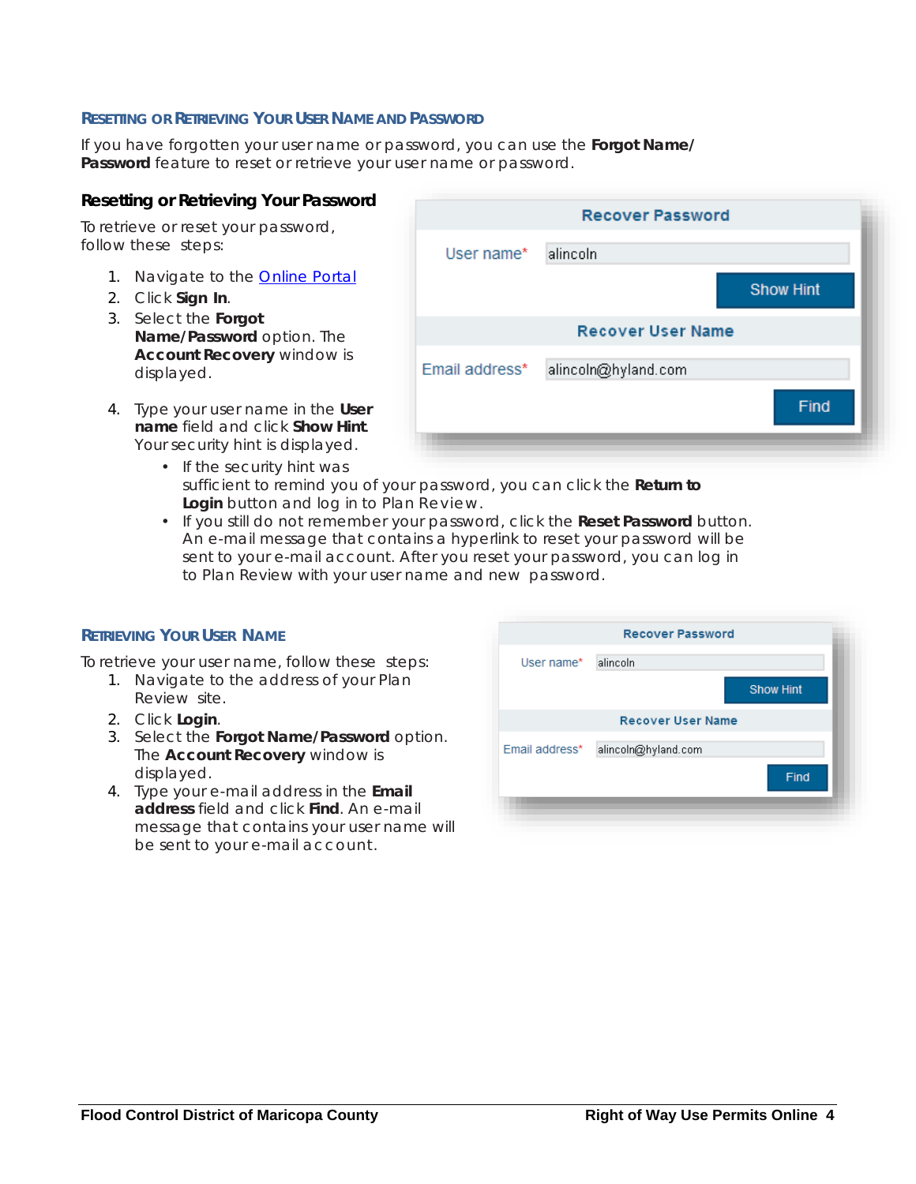## Resetting or Retrieving Your User Name and Password

If you have forgotten your user name or password, you can use the **Forgot Name/ Password** feature to reset or retrieve your user name or password.

### Resetting or Retrieving Your Password

To retrieve or reset your password, follow these steps:

1. Navigate to the Online Portal
2. Click **Sign In**.
3. Select the **Forgot Name/Password** option. The **Account Recovery** window is displayed.
4. Type your user name in the **User name** field and click **Show Hint**. Your security hint is displayed.
   - If the security hint was sufficient to remind you of your password, you can click the **Return to Login** button and log in to Plan Review.
   - If you still do not remember your password, click the **Reset Password** button. An e-mail message that contains a hyperlink to reset your password will be sent to your e-mail account. After you reset your password, you can log in to Plan Review with your user name and new password.

## Retrieving Your User Name

To retrieve your user name, follow these steps:

1. Navigate to the address of your Plan Review site.
2. Click **Login**.
3. Select the **Forgot Name/Password** option. The **Account Recovery** window is displayed.
4. Type your e-mail address in the **Email address** field and click **Find**. An e-mail message that contains your user name will be sent to your e-mail account.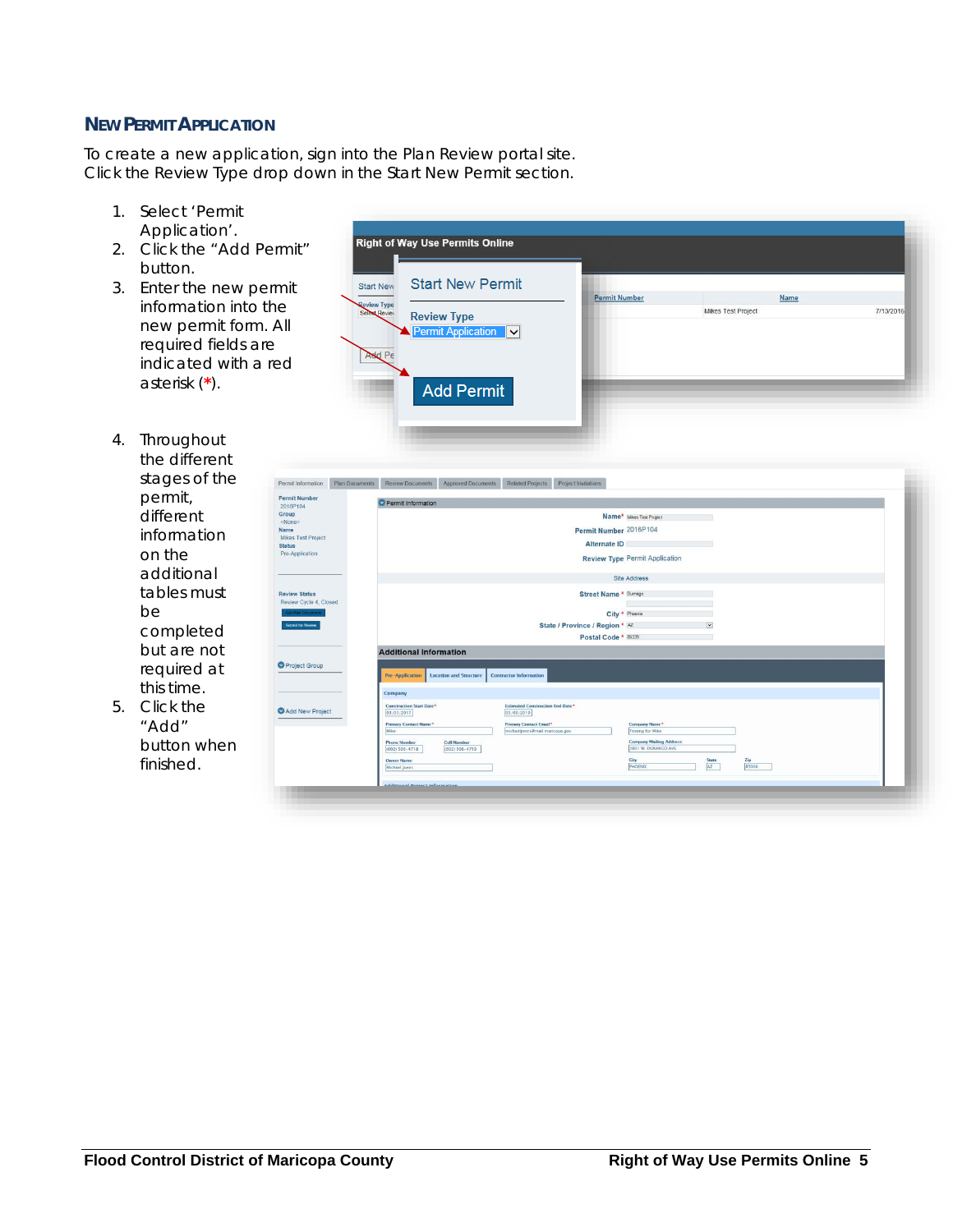## NEW PERMIT APPLICATION

To create a new application, sign into the Plan Review portal site. Click the Review Type drop down in the Start New Permit section.

1. Select 'Permit Application'.
2. Click the "Add Permit" button.
3. Enter the new permit information into the new permit form. All required fields are indicated with a red asterisk (*).
4. Throughout the different stages of the permit, different information on the additional tables must be completed but are not required at this time.
5. Click the "Add" button when finished.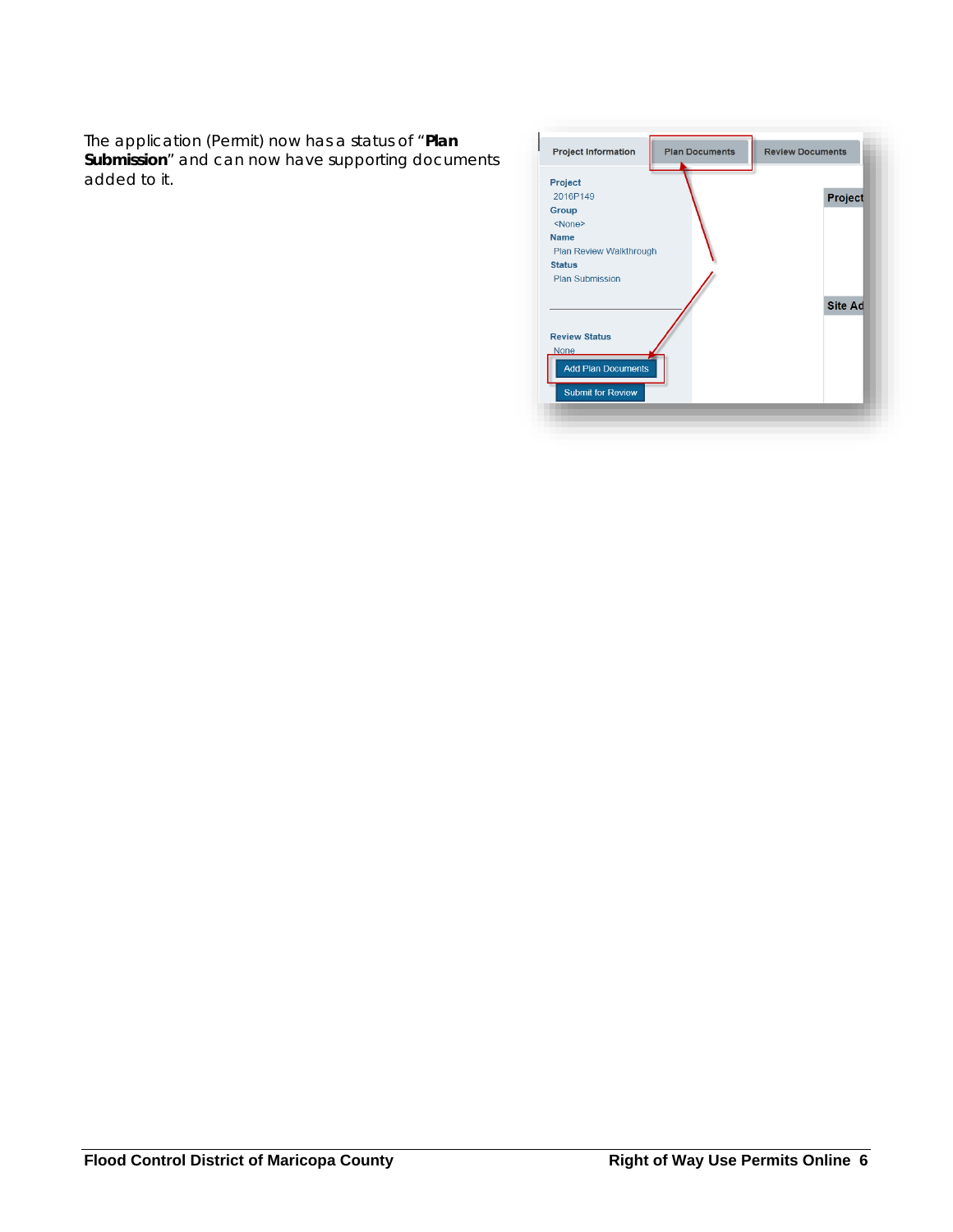The application (Permit) now has a status of "**Plan Submission**" and can now have supporting documents added to it.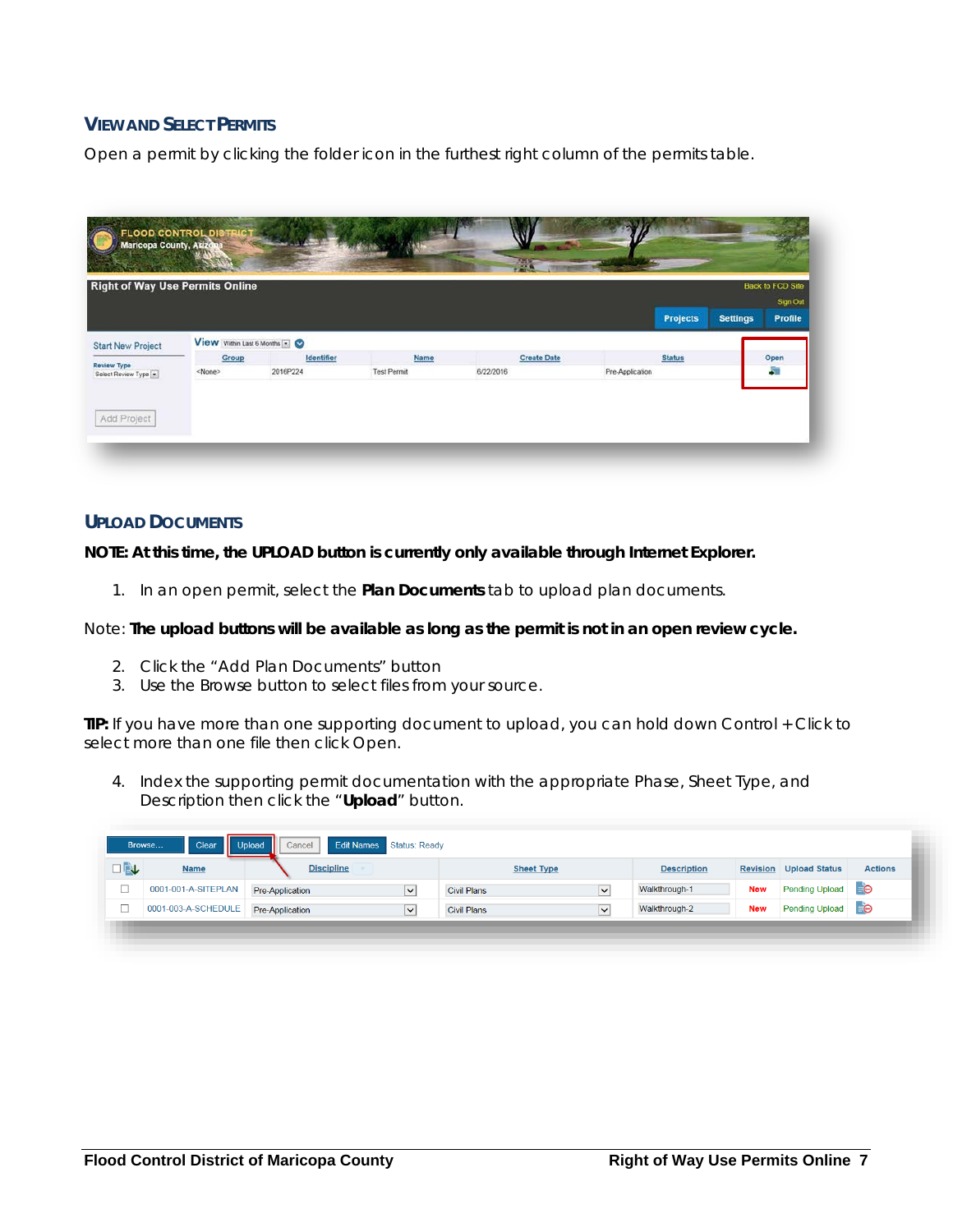## View and Select Permits

Open a permit by clicking the folder icon in the furthest right column of the permits table.

## Upload Documents

**NOTE: At this time, the UPLOAD button is currently only available through Internet Explorer.**

1. In an open permit, select the **Plan Documents** tab to upload plan documents.

Note: **The upload buttons will be available as long as the permit is not in an open review cycle.**

2. Click the "Add Plan Documents" button
3. Use the Browse button to select files from your source.

**TIP:** If you have more than one supporting document to upload, you can hold down Control + Click to select more than one file then click Open.

4. Index the supporting permit documentation with the appropriate Phase, Sheet Type, and Description then click the "**Upload**" button.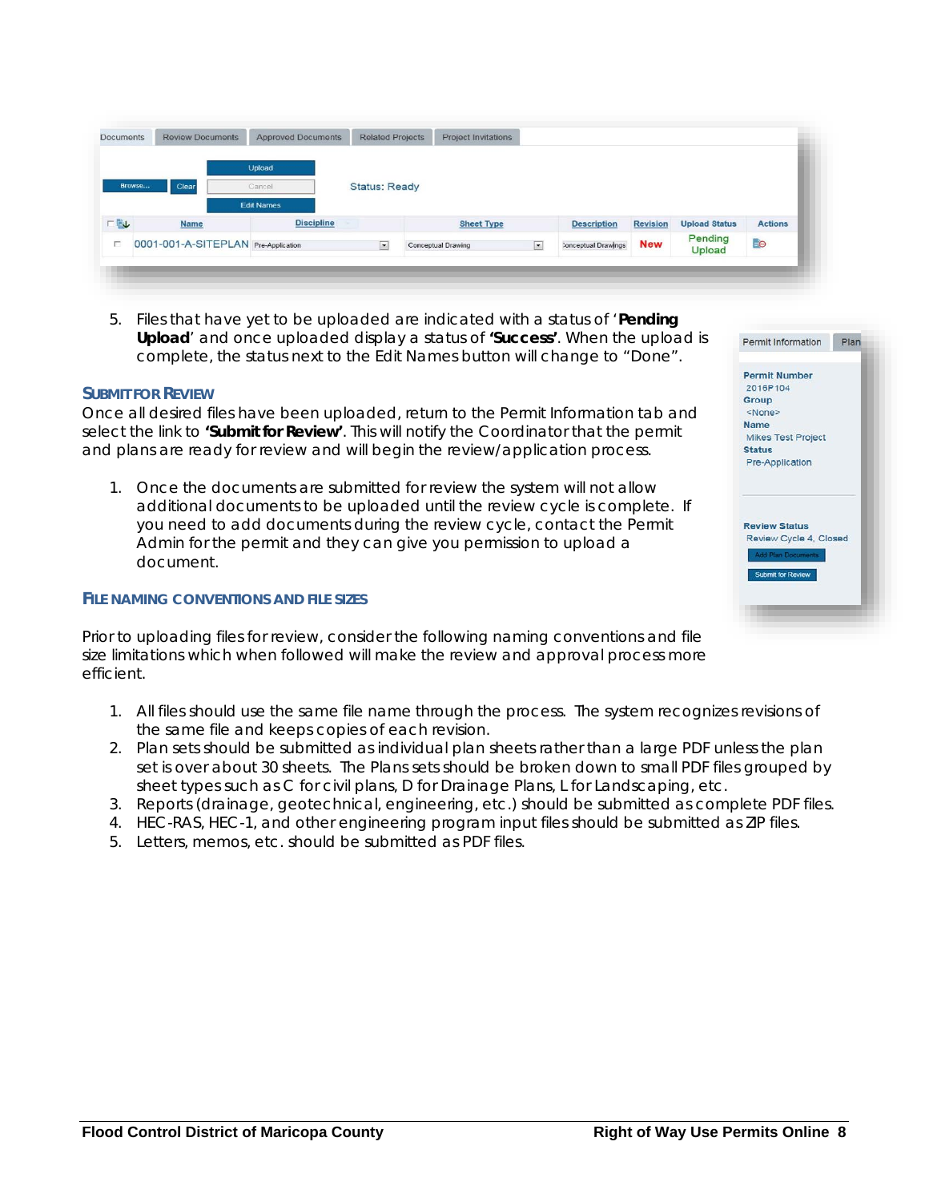5. Files that have yet to be uploaded are indicated with a status of '**Pending Upload**' and once uploaded display a status of **'Success'**. When the upload is complete, the status next to the Edit Names button will change to "Done".

### SUBMIT FOR REVIEW

Once all desired files have been uploaded, return to the Permit Information tab and select the link to **'Submit for Review'**. This will notify the Coordinator that the permit and plans are ready for review and will begin the review/application process.

1. Once the documents are submitted for review the system will not allow additional documents to be uploaded until the review cycle is complete. If you need to add documents during the review cycle, contact the Permit Admin for the permit and they can give you permission to upload a document.

### FILE NAMING CONVENTIONS AND FILE SIZES

Prior to uploading files for review, consider the following naming conventions and file size limitations which when followed will make the review and approval process more efficient.

1. All files should use the same file name through the process. The system recognizes revisions of the same file and keeps copies of each revision.
2. Plan sets should be submitted as individual plan sheets rather than a large PDF unless the plan set is over about 30 sheets. The Plans sets should be broken down to small PDF files grouped by sheet types such as C for civil plans, D for Drainage Plans, L for Landscaping, etc.
3. Reports (drainage, geotechnical, engineering, etc.) should be submitted as complete PDF files.
4. HEC-RAS, HEC-1, and other engineering program input files should be submitted as ZIP files.
5. Letters, memos, etc. should be submitted as PDF files.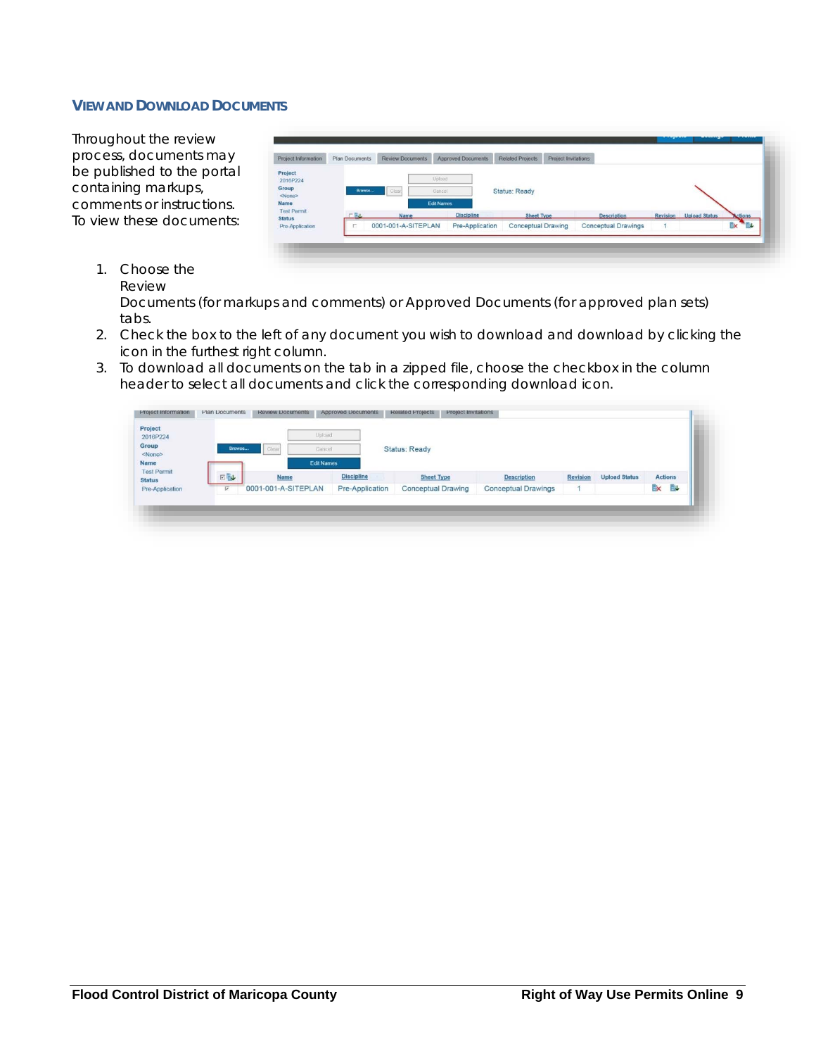## View and Download Documents

Throughout the review process, documents may be published to the portal containing markups, comments or instructions. To view these documents:

1. Choose the Review Documents (for markups and comments) or Approved Documents (for approved plan sets) tabs.
2. Check the box to the left of any document you wish to download and download by clicking the icon in the furthest right column.
3. To download all documents on the tab in a zipped file, choose the checkbox in the column header to select all documents and click the corresponding download icon.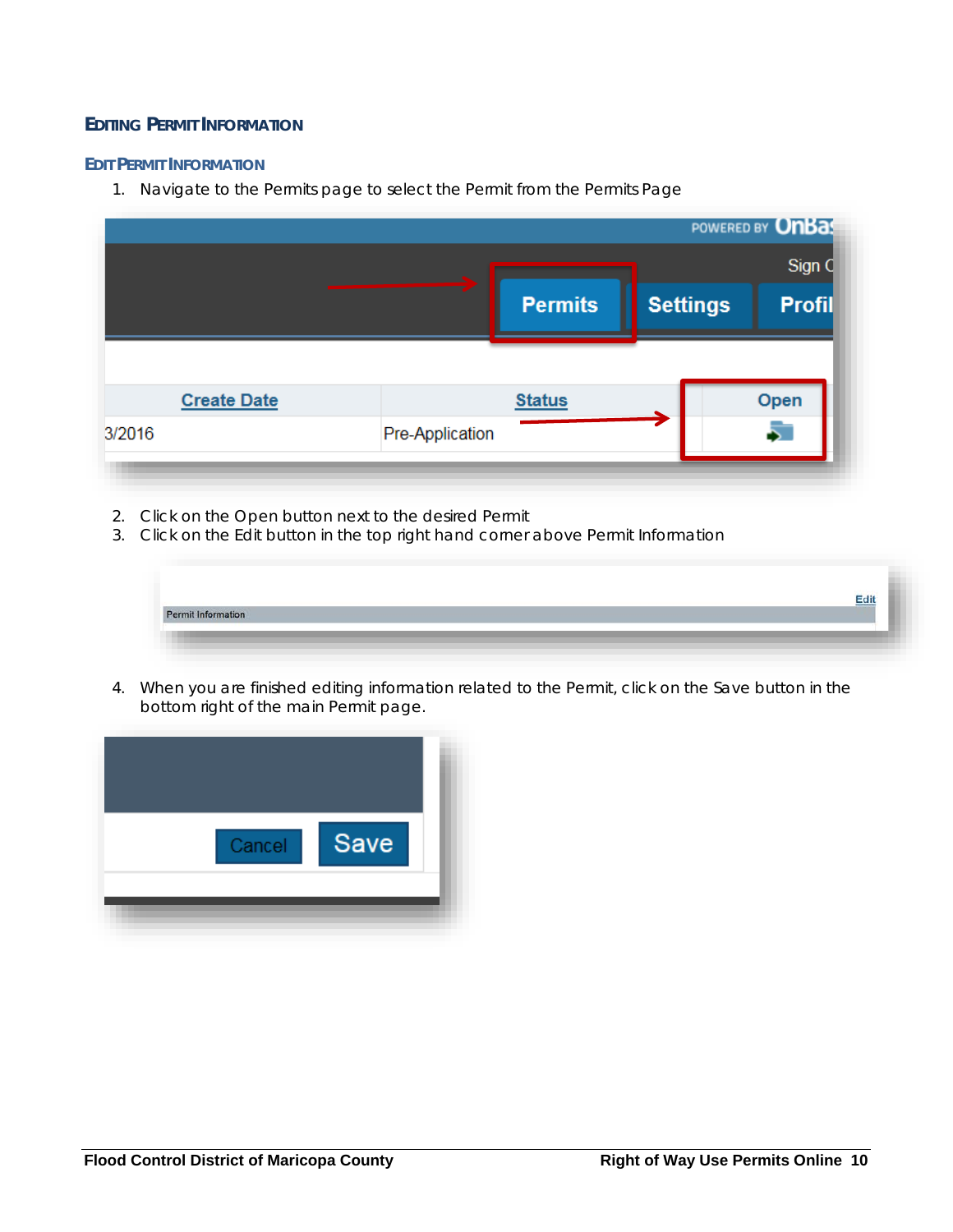## EDITING PERMIT INFORMATION

### EDIT PERMIT INFORMATION

1. Navigate to the Permits page to select the Permit from the Permits Page
2. Click on the Open button next to the desired Permit
3. Click on the Edit button in the top right hand corner above Permit Information
4. When you are finished editing information related to the Permit, click on the Save button in the bottom right of the main Permit page.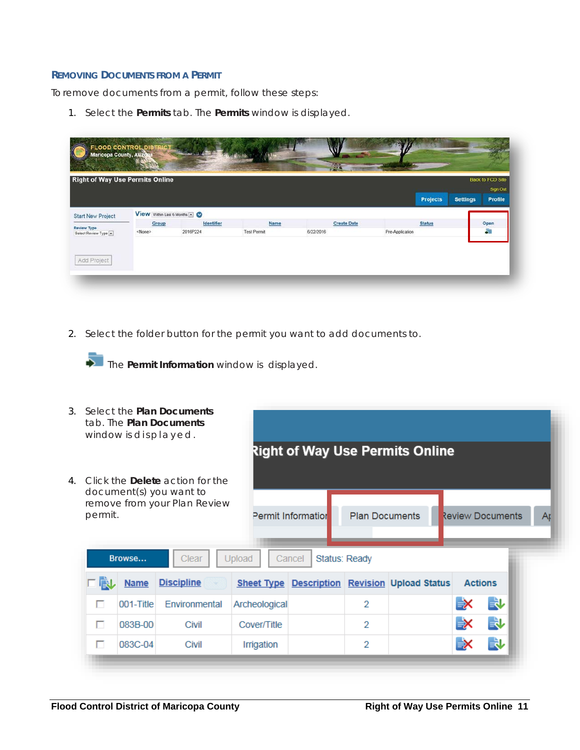### Removing Documents from a Permit

To remove documents from a permit, follow these steps:

1. Select the **Permits** tab. The **Permits** window is displayed.

2. Select the folder button for the permit you want to add documents to.

   The **Permit Information** window is displayed.

3. Select the **Plan Documents** tab. The **Plan Documents** window is displayed.

4. Click the **Delete** action for the document(s) you want to remove from your Plan Review permit.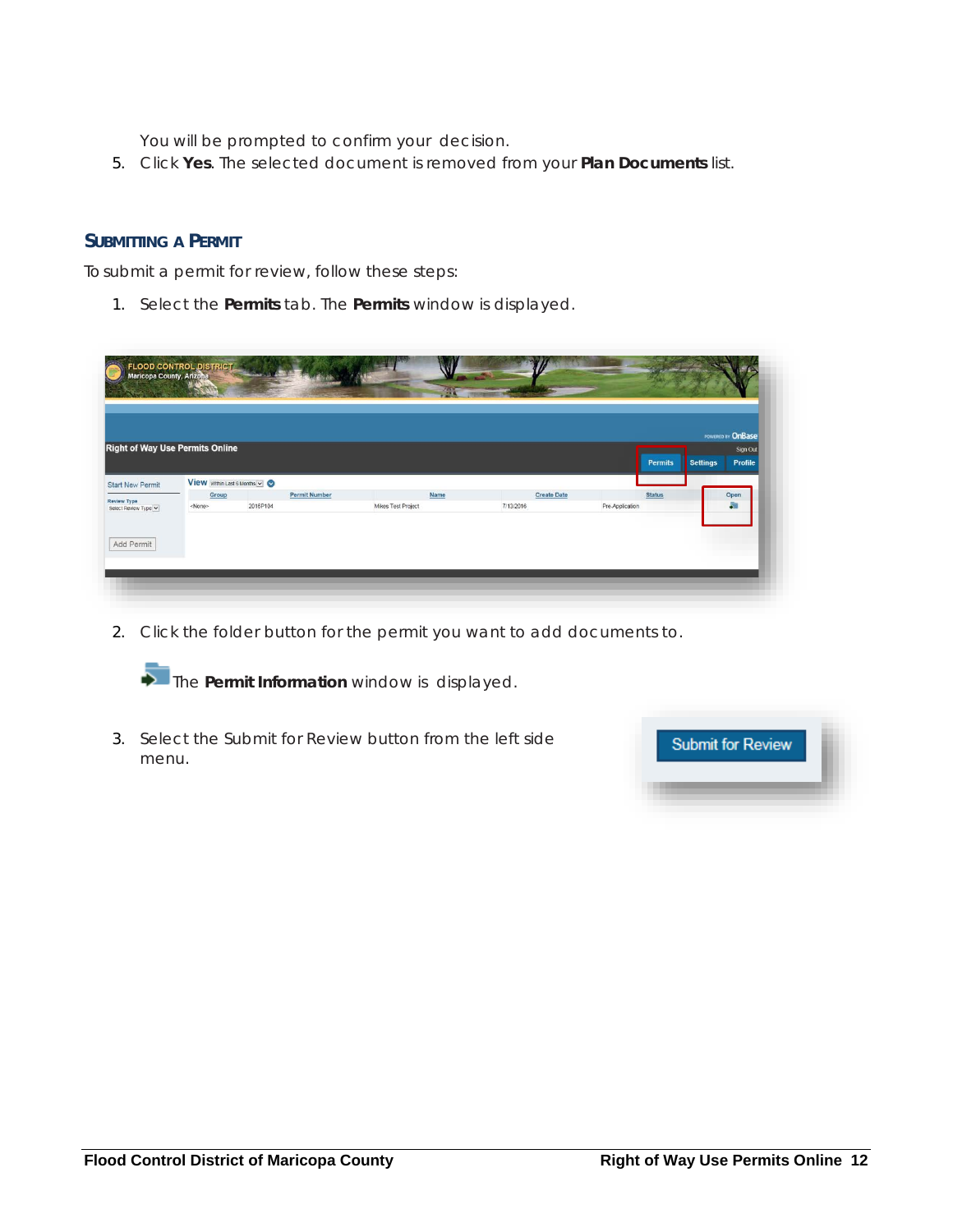You will be prompted to confirm your decision.

5. Click **Yes**. The selected document is removed from your **Plan Documents** list.

## SUBMITTING A PERMIT

To submit a permit for review, follow these steps:

1. Select the **Permits** tab. The **Permits** window is displayed.

2. Click the folder button for the permit you want to add documents to.

   The **Permit Information** window is displayed.

3. Select the Submit for Review button from the left side menu.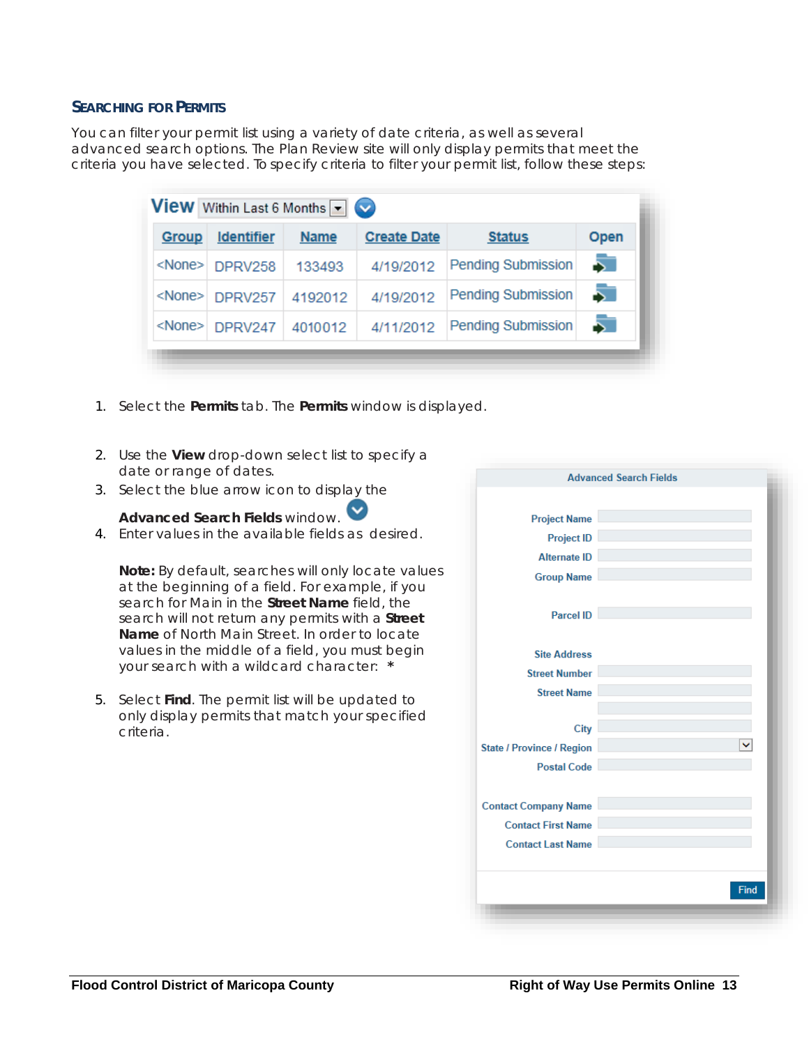### SEARCHING FOR PERMITS

You can filter your permit list using a variety of date criteria, as well as several advanced search options. The Plan Review site will only display permits that meet the criteria you have selected. To specify criteria to filter your permit list, follow these steps:

**View** Within Last 6 Months

| Group | Identifier | Name | Create Date | Status | Open |
|---|---|---|---|---|---|
| <None> | DPRV258 | 133493 | 4/19/2012 | Pending Submission | |
| <None> | DPRV257 | 4192012 | 4/19/2012 | Pending Submission | |
| <None> | DPRV247 | 4010012 | 4/11/2012 | Pending Submission | |

1. Select the **Permits** tab. The **Permits** window is displayed.
2. Use the **View** drop-down select list to specify a date or range of dates.
3. Select the blue arrow icon to display the **Advanced Search Fields** window.
4. Enter values in the available fields as desired.

   **Note:** By default, searches will only locate values at the beginning of a field. For example, if you search for Main in the **Street Name** field, the search will not return any permits with a **Street Name** of North Main Street. In order to locate values in the middle of a field, you must begin your search with a wildcard character: **\***
5. Select **Find**. The permit list will be updated to only display permits that match your specified criteria.

**Advanced Search Fields**

- Project Name
- Project ID
- Alternate ID
- Group Name
- Parcel ID
- Site Address
- Street Number
- Street Name
- City
- State / Province / Region
- Postal Code
- Contact Company Name
- Contact First Name
- Contact Last Name

Find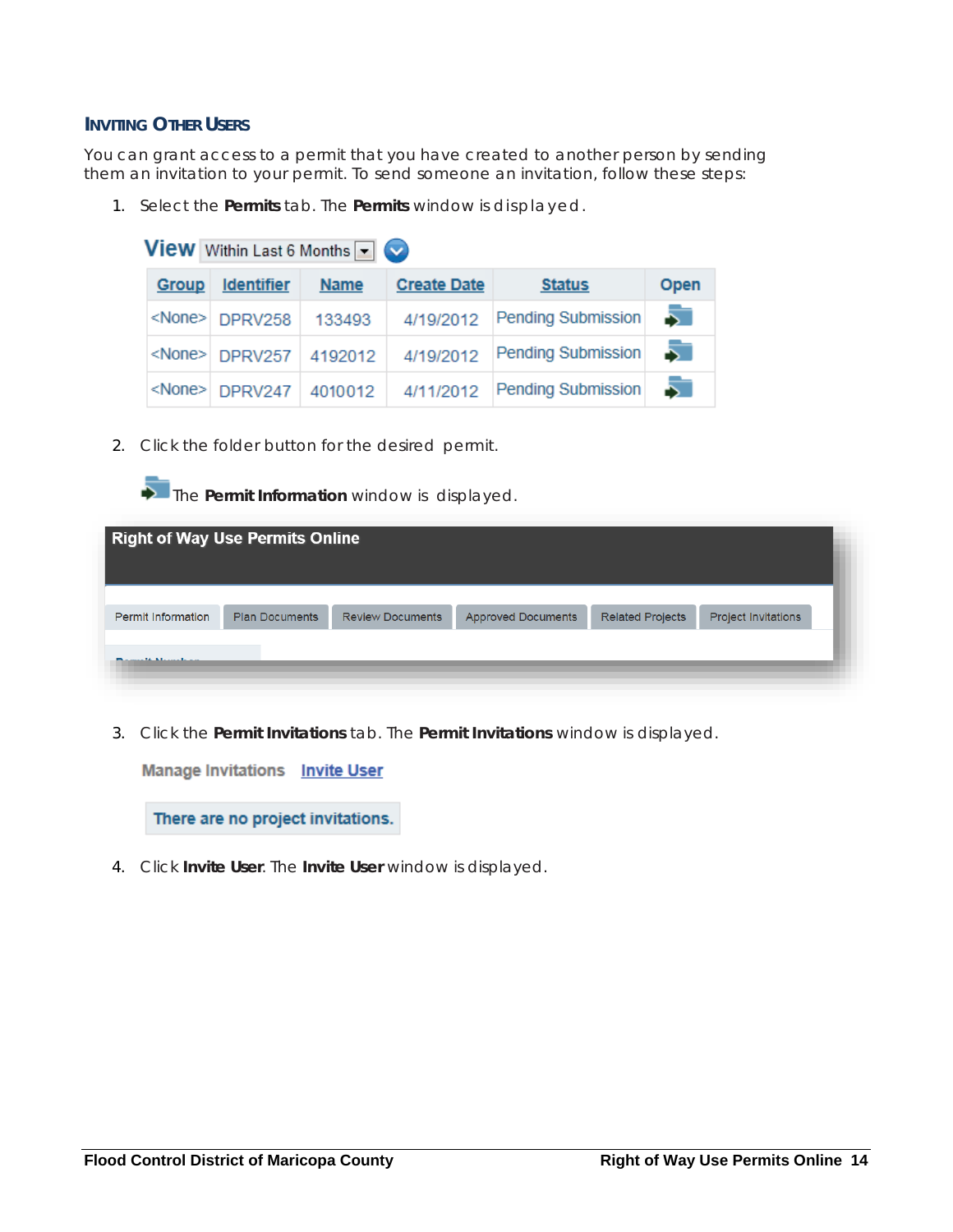### Inviting Other Users

You can grant access to a permit that you have created to another person by sending them an invitation to your permit. To send someone an invitation, follow these steps:

1. Select the **Permits** tab. The **Permits** window is displayed.

   **View** Within Last 6 Months

   | Group | Identifier | Name | Create Date | Status | Open |
   |---|---|---|---|---|---|
   | <None> | DPRV258 | 133493 | 4/19/2012 | Pending Submission | |
   | <None> | DPRV257 | 4192012 | 4/19/2012 | Pending Submission | |
   | <None> | DPRV247 | 4010012 | 4/11/2012 | Pending Submission | |

2. Click the folder button for the desired permit.

   The **Permit Information** window is displayed.

   **Right of Way Use Permits Online**

   Permit Information | Plan Documents | Review Documents | Approved Documents | Related Projects | Project Invitations

3. Click the **Permit Invitations** tab. The **Permit Invitations** window is displayed.

   Manage Invitations   Invite User

   There are no project invitations.

4. Click **Invite User**. The **Invite User** window is displayed.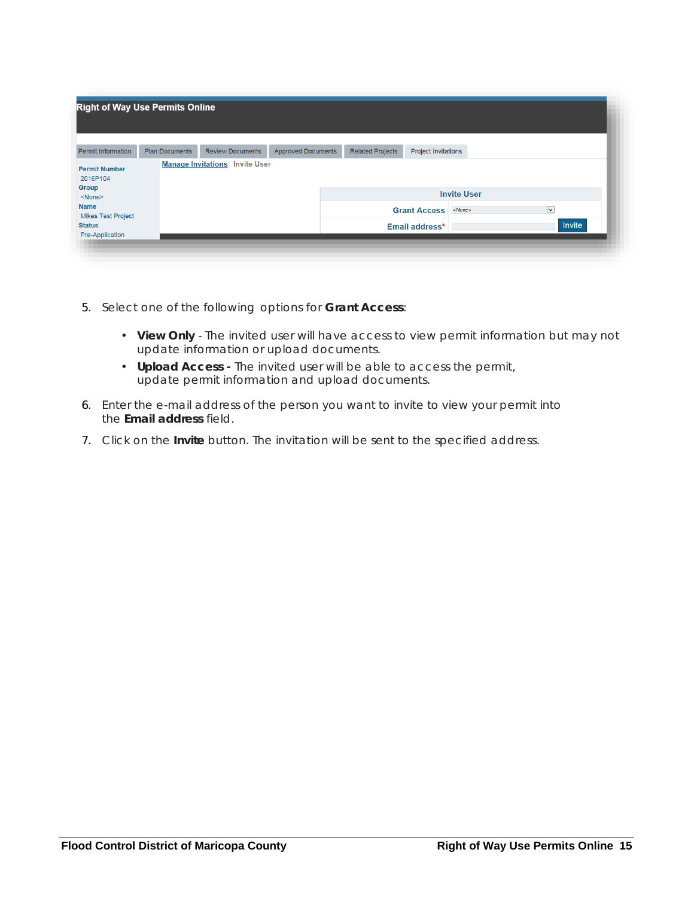5. Select one of the following options for **Grant Access**:

   - **View Only** - The invited user will have access to view permit information but may not update information or upload documents.
   - **Upload Access -** The invited user will be able to access the permit, update permit information and upload documents.

6. Enter the e-mail address of the person you want to invite to view your permit into the **Email address** field.
7. Click on the **Invite** button. The invitation will be sent to the specified address.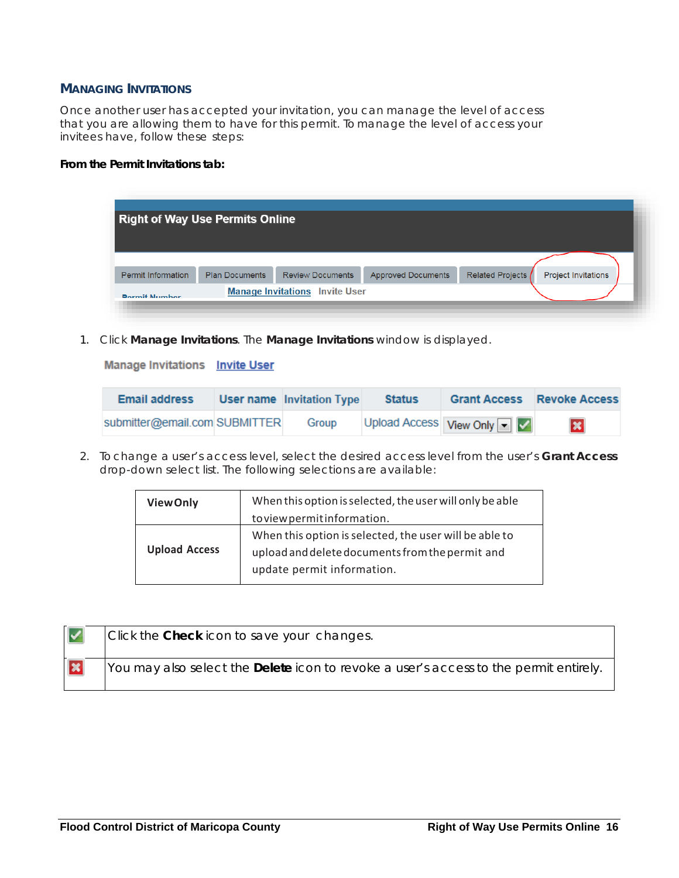## MANAGING INVITATIONS

Once another user has accepted your invitation, you can manage the level of access that you are allowing them to have for this permit. To manage the level of access your invitees have, follow these steps:

**From the Permit Invitations tab:**

1. Click **Manage Invitations**. The **Manage Invitations** window is displayed.

2. To change a user's access level, select the desired access level from the user's **Grant Access** drop-down select list. The following selections are available:

| | |
|---|---|
| **View Only** | When this option is selected, the user will only be able to view permit information. |
| **Upload Access** | When this option is selected, the user will be able to upload and delete documents from the permit and update permit information. |

| | |
|---|---|
| ✅ | Click the **Check** icon to save your changes. |
| ❌ | You may also select the **Delete** icon to revoke a user's access to the permit entirely. |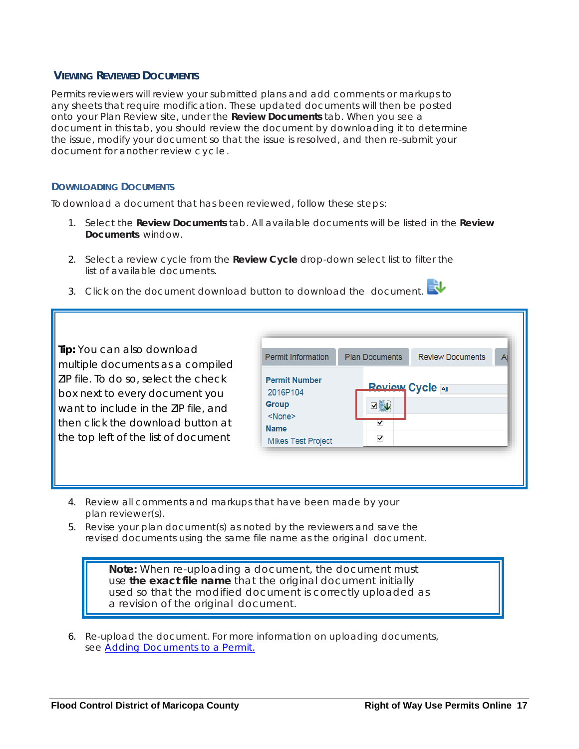## Viewing Reviewed Documents

Permits reviewers will review your submitted plans and add comments or markups to any sheets that require modification. These updated documents will then be posted onto your Plan Review site, under the **Review Documents** tab. When you see a document in this tab, you should review the document by downloading it to determine the issue, modify your document so that the issue is resolved, and then re-submit your document for another review cycle.

### Downloading Documents

To download a document that has been reviewed, follow these steps:

1. Select the **Review Documents** tab. All available documents will be listed in the **Review Documents** window.
2. Select a review cycle from the **Review Cycle** drop-down select list to filter the list of available documents.
3. Click on the document download button to download the document.

> **Tip:** You can also download multiple documents as a compiled ZIP file. To do so, select the check box next to every document you want to include in the ZIP file, and then click the download button at the top left of the list of document

4. Review all comments and markups that have been made by your plan reviewer(s).
5. Revise your plan document(s) as noted by the reviewers and save the revised documents using the same file name as the original document.

> **Note:** When re-uploading a document, the document must use **the exact file name** that the original document initially used so that the modified document is correctly uploaded as a revision of the original document.

6. Re-upload the document. For more information on uploading documents, see [Adding Documents to a Permit.]()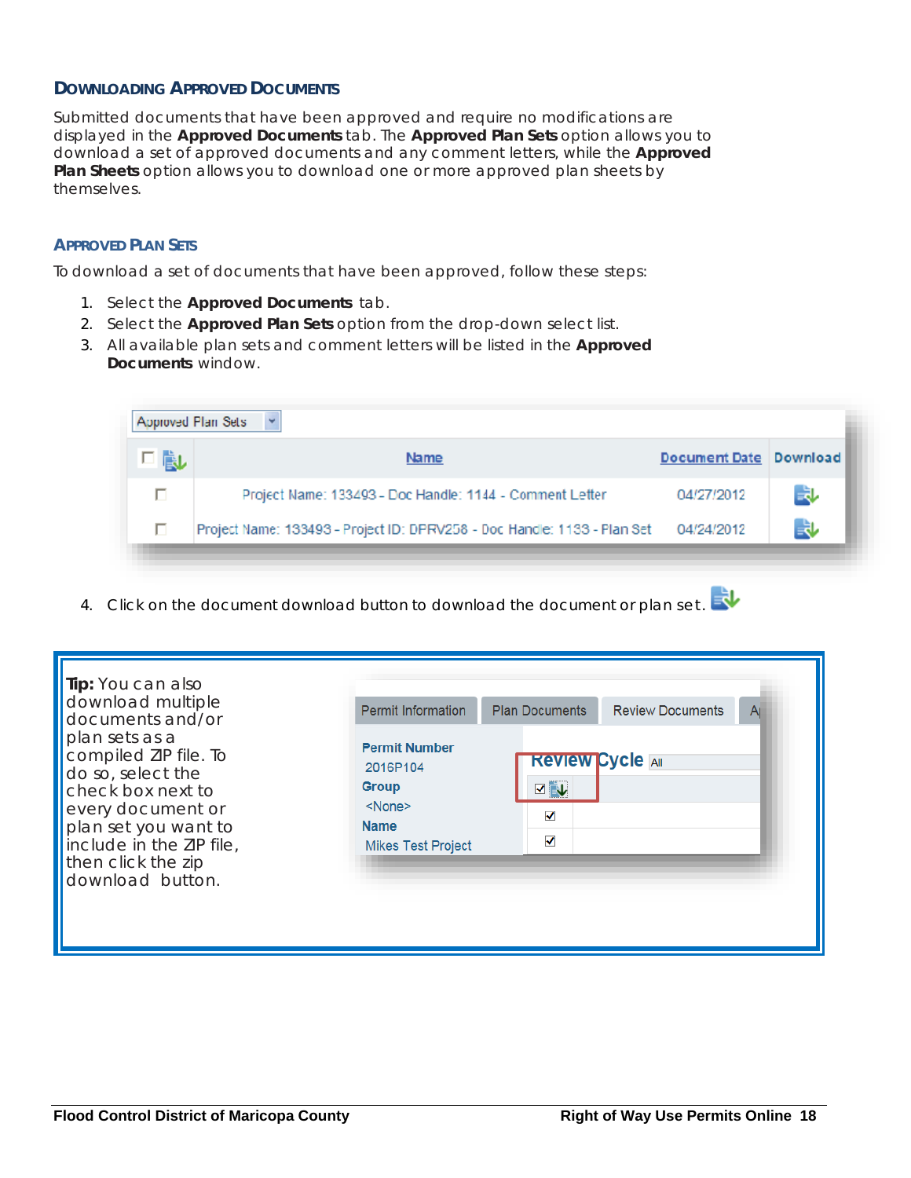## Downloading Approved Documents

Submitted documents that have been approved and require no modifications are displayed in the **Approved Documents** tab. The **Approved Plan Sets** option allows you to download a set of approved documents and any comment letters, while the **Approved Plan Sheets** option allows you to download one or more approved plan sheets by themselves.

### Approved Plan Sets

To download a set of documents that have been approved, follow these steps:

1. Select the **Approved Documents** tab.
2. Select the **Approved Plan Sets** option from the drop-down select list.
3. All available plan sets and comment letters will be listed in the **Approved Documents** window.

4. Click on the document download button to download the document or plan set.

**Tip:** You can also download multiple documents and/or plan sets as a compiled ZIP file. To do so, select the check box next to every document or plan set you want to include in the ZIP file, then click the zip download button.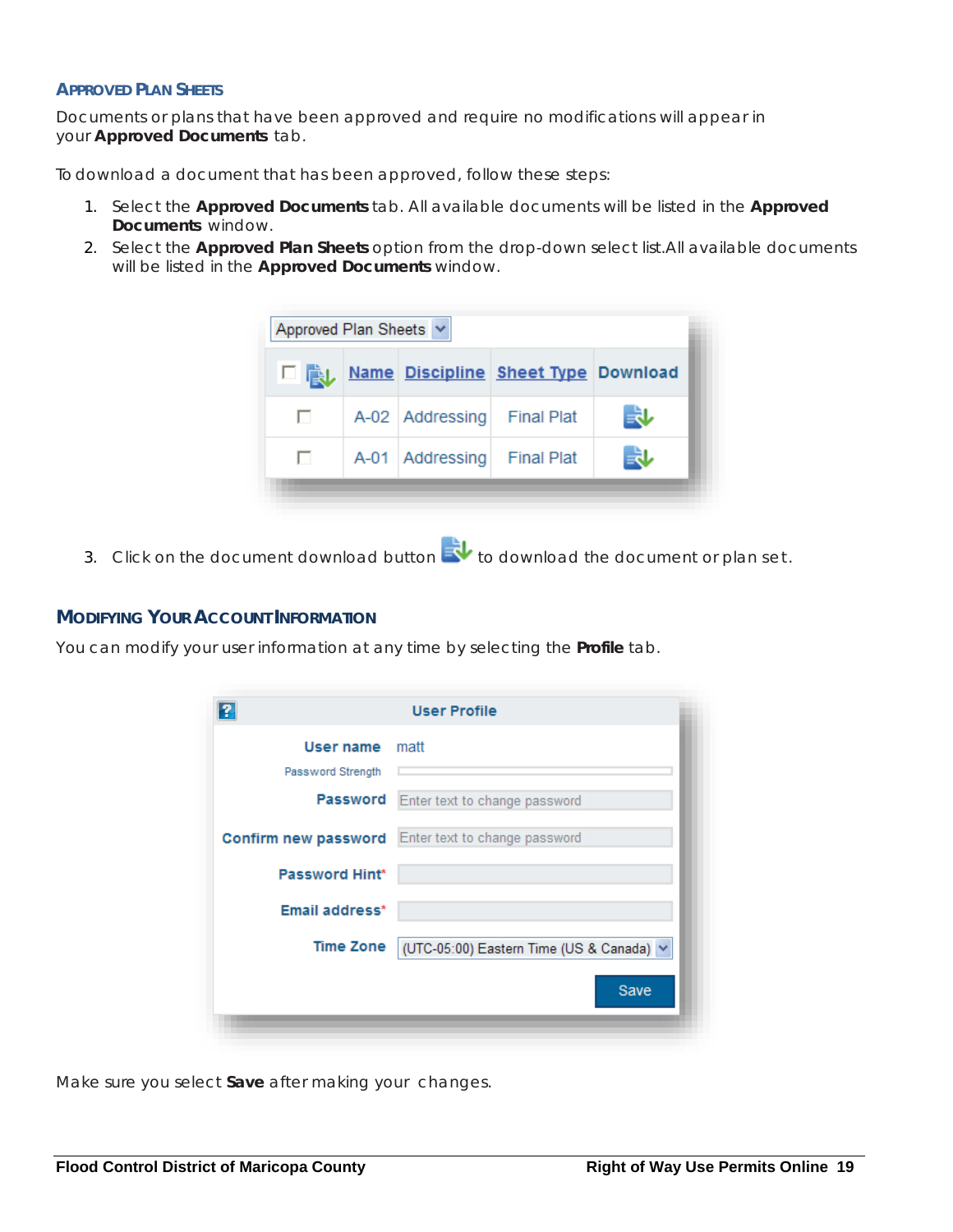### APPROVED PLAN SHEETS

Documents or plans that have been approved and require no modifications will appear in your **Approved Documents** tab.

To download a document that has been approved, follow these steps:

1. Select the **Approved Documents** tab. All available documents will be listed in the **Approved Documents** window.
2. Select the **Approved Plan Sheets** option from the drop-down select list.All available documents will be listed in the **Approved Documents** window.

Approved Plan Sheets

| | Name | Discipline | Sheet Type | Download |
|---|---|---|---|---|
| ☐ | A-02 | Addressing | Final Plat | |
| ☐ | A-01 | Addressing | Final Plat | |

3. Click on the document download button to download the document or plan set.

### MODIFYING YOUR ACCOUNT INFORMATION

You can modify your user information at any time by selecting the **Profile** tab.

**User Profile**

| | |
|---|---|
| User name | matt |
| Password Strength | |
| Password | Enter text to change password |
| Confirm new password | Enter text to change password |
| Password Hint* | |
| Email address* | |
| Time Zone | (UTC-05:00) Eastern Time (US & Canada) |

Save

Make sure you select **Save** after making your changes.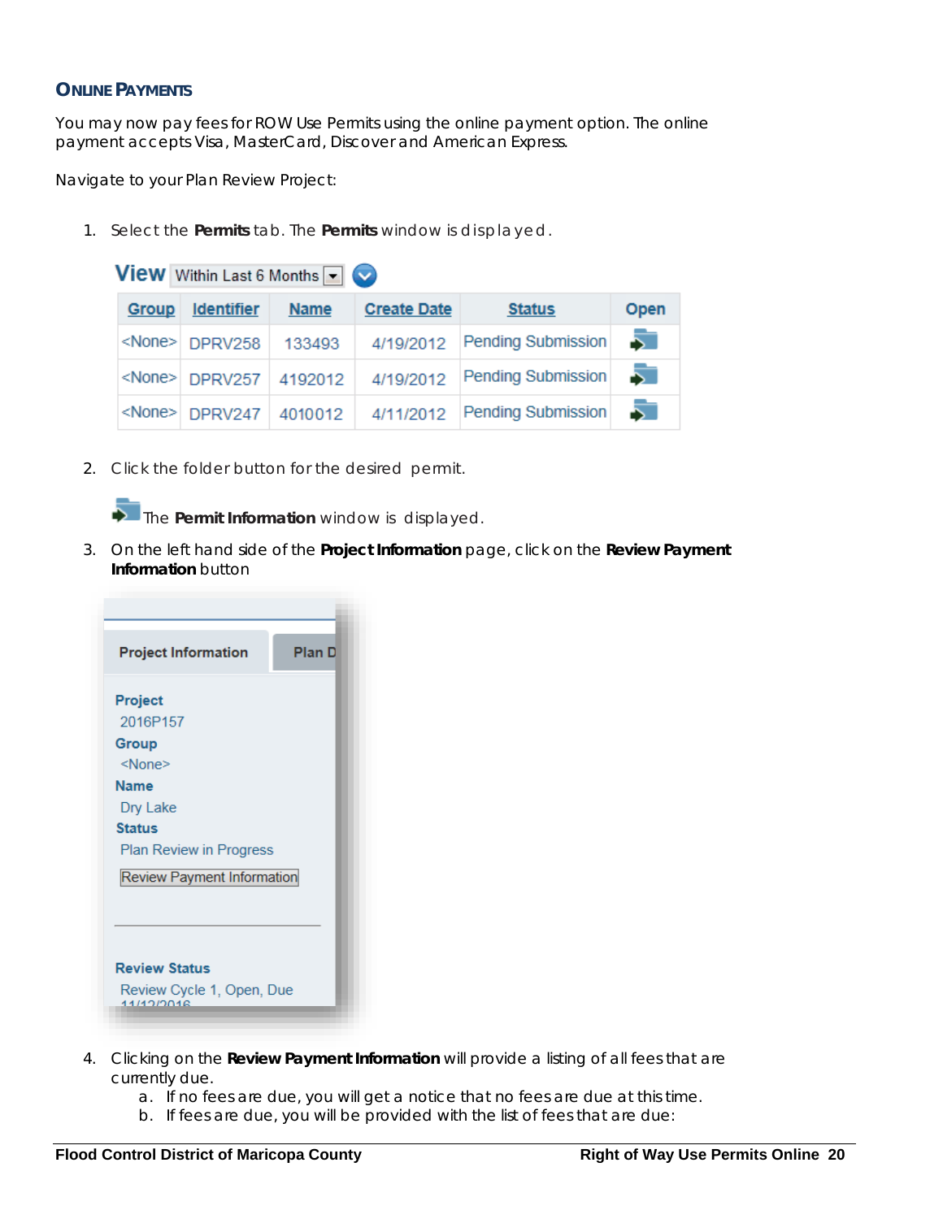## ONLINE PAYMENTS

You may now pay fees for ROW Use Permits using the online payment option. The online payment accepts Visa, MasterCard, Discover and American Express.

Navigate to your Plan Review Project:

1. Select the **Permits** tab. The **Permits** window is displayed.

View Within Last 6 Months

| Group | Identifier | Name | Create Date | Status | Open |
|---|---|---|---|---|---|
| <None> | DPRV258 | 133493 | 4/19/2012 | Pending Submission | |
| <None> | DPRV257 | 4192012 | 4/19/2012 | Pending Submission | |
| <None> | DPRV247 | 4010012 | 4/11/2012 | Pending Submission | |

2. Click the folder button for the desired permit.

   The **Permit Information** window is displayed.

3. On the left hand side of the **Project Information** page, click on the **Review Payment Information** button

Project Information | Plan D

**Project**
2016P157
**Group**
<None>
**Name**
Dry Lake
**Status**
Plan Review in Progress
Review Payment Information

**Review Status**
Review Cycle 1, Open, Due 11/12/2016

4. Clicking on the **Review Payment Information** will provide a listing of all fees that are currently due.
   a. If no fees are due, you will get a notice that no fees are due at this time.
   b. If fees are due, you will be provided with the list of fees that are due: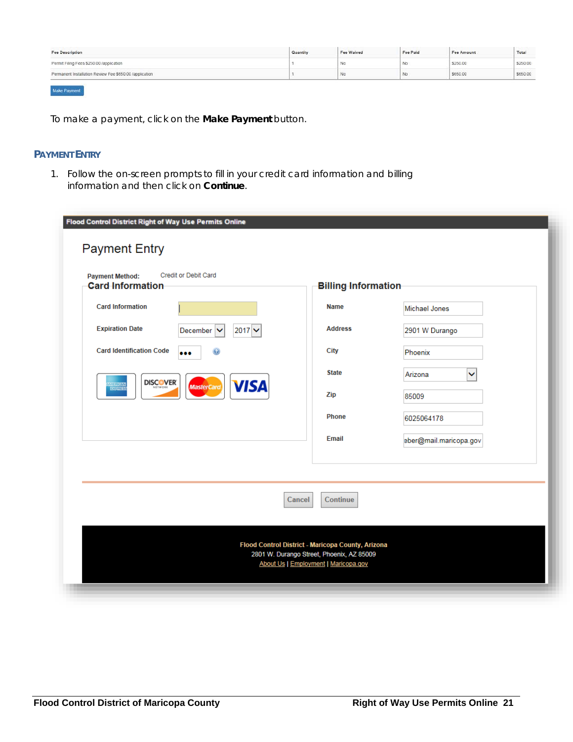| Fee Description | Quantity | Fee Waived | Fee Paid | Fee Amount | Total |
|---|---|---|---|---|---|
| Permit Filing Fees $250.00 /application | 1 | No | No | $250.00 | $250.00 |
| Permanent Installation Review Fee $650.00 /application | 1 | No | No | $650.00 | $650.00 |

Make Payment

To make a payment, click on the **Make Payment** button.

## PAYMENT ENTRY

1. Follow the on-screen prompts to fill in your credit card information and billing information and then click on **Continue**.

Flood Control District Right of Way Use Permits Online

Payment Entry

Payment Method: Credit or Debit Card

**Card Information**

| | |
|---|---|
| Card Information | |
| Expiration Date | December 2017 |
| Card Identification Code | ••• |

**Billing Information**

| | |
|---|---|
| Name | Michael Jones |
| Address | 2901 W Durango |
| City | Phoenix |
| State | Arizona |
| Zip | 85009 |
| Phone | 6025064178 |
| Email | eber@mail.maricopa.gov |

Cancel | Continue

Flood Control District - Maricopa County, Arizona
2801 W. Durango Street, Phoenix, AZ 85009
About Us | Employment | Maricopa.gov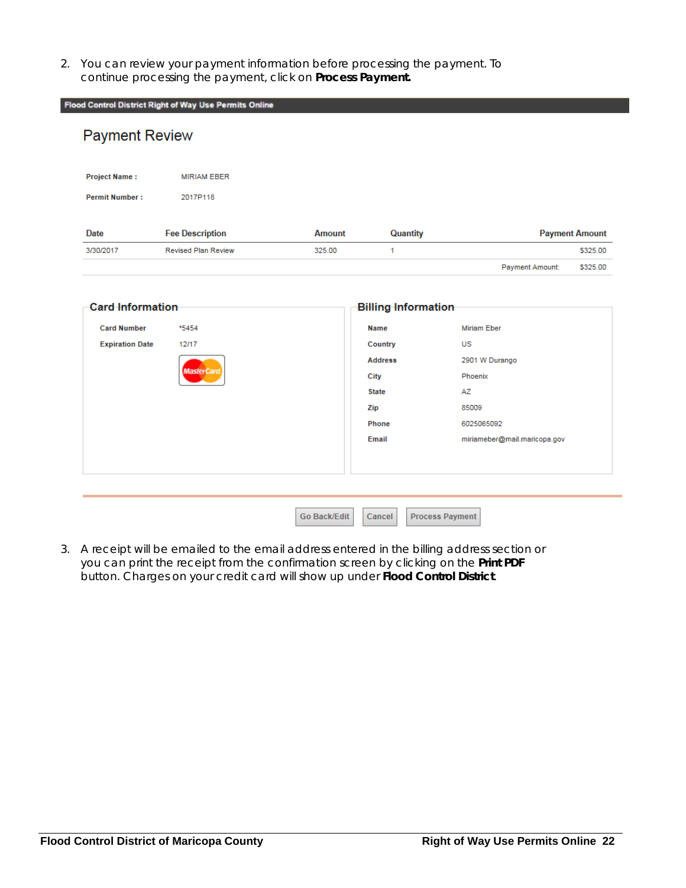2. You can review your payment information before processing the payment. To continue processing the payment, click on **Process Payment.**

Flood Control District Right of Way Use Permits Online

## Payment Review

**Project Name :** MIRIAM EBER

**Permit Number :** 2017P118

| Date | Fee Description | Amount | Quantity | Payment Amount |
|---|---|---|---|---|
| 3/30/2017 | Revised Plan Review | 325.00 | 1 | $325.00 |
| | | | Payment Amount: | $325.00 |

### Card Information

**Card Number** *5454

**Expiration Date** 12/17

MasterCard

### Billing Information

| | |
|---|---|
| **Name** | Miriam Eber |
| **Country** | US |
| **Address** | 2901 W Durango |
| **City** | Phoenix |
| **State** | AZ |
| **Zip** | 85009 |
| **Phone** | 6025065092 |
| **Email** | miriameber@mail.maricopa.gov |

Go Back/Edit | Cancel | Process Payment

3. A receipt will be emailed to the email address entered in the billing address section or you can print the receipt from the confirmation screen by clicking on the **Print PDF** button. Charges on your credit card will show up under **Flood Control District**.